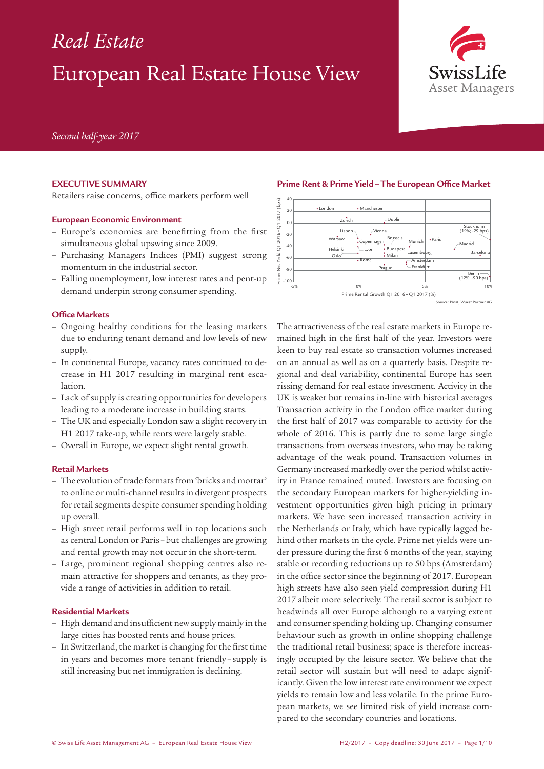# Real Estate

# European Real Estate House View

*Second half-year 2017*

## EXECUTIVE SUMMARY

Retailers raise concerns, office markets perform well

### European Economic Environment

- Europe's economies are benefitting from the first simultaneous global upswing since 2009.
- Purchasing Managers Indices (PMI) suggest strong momentum in the industrial sector.
- Falling unemployment, low interest rates and pent-up demand underpin strong consumer spending.

### Office Markets

- Ongoing healthy conditions for the leasing markets due to enduring tenant demand and low levels of new supply.
- In continental Europe, vacancy rates continued to decrease in H1 2017 resulting in marginal rent escalation.
- Lack of supply is creating opportunities for developers leading to a moderate increase in building starts.
- The UK and especially London saw a slight recovery in H1 2017 take-up, while rents were largely stable.
- Overall in Europe, we expect slight rental growth.

### Retail Markets

- The evolution of trade formats from 'bricks and mortar' to online or multi-channel results in divergent prospects for retail segments despite consumer spending holding up overall.
- High street retail performs well in top locations such as central London or Paris – but challenges are growing and rental growth may not occur in the short-term.
- Large, prominent regional shopping centres also remain attractive for shoppers and tenants, as they provide a range of activities in addition to retail.

### Residential Markets

- High demand and insufficient new supply mainly in the large cities has boosted rents and house prices.
- In Switzerland, the market is changing for the first time in years and becomes more tenant friendly – supply is still increasing but net immigration is declining.

### Prime Rent & Prime Yield – The European Office Market

Prime Net Yield Q1 2016 – Q1 2017 (bps) vs. Prime Rental Growth Q1 2016 – Q1 2017 (%)

Markets shown: London, Manchester, Zurich, Dublin, Lisbon, Vienna, Stockholm (19%; -29 bps), Warsaw, Copenhagen, Brussels, Munich, Paris, Madrid, Helsinki, Oslo, Lyon, Budapest, Milan, Luxembourg, Barcelona, Rome, Amsterdam, Frankfurt, Prague, Berlin (12%; -90 bps)

Source: PMA, Wüest Partner AG

The attractiveness of the real estate markets in Europe remained high in the first half of the year. Investors were keen to buy real estate so transaction volumes increased on an annual as well as on a quarterly basis. Despite regional and deal variability, continental Europe has seen rissing demand for real estate investment. Activity in the UK is weaker but remains in-line with historical averages Transaction activity in the London office market during the first half of 2017 was comparable to activity for the whole of 2016. This is partly due to some large single transactions from overseas investors, who may be taking advantage of the weak pound. Transaction volumes in Germany increased markedly over the period whilst activity in France remained muted. Investors are focusing on the secondary European markets for higher-yielding investment opportunities given high pricing in primary markets. We have seen increased transaction activity in the Netherlands or Italy, which have typically lagged behind other markets in the cycle. Prime net yields were under pressure during the first 6 months of the year, staying stable or recording reductions up to 50 bps (Amsterdam) in the office sector since the beginning of 2017. European high streets have also seen yield compression during H1 2017 albeit more selectively. The retail sector is subject to headwinds all over Europe although to a varying extent and consumer spending holding up. Changing consumer behaviour such as growth in online shopping challenge the traditional retail business; space is therefore increasingly occupied by the leisure sector. We believe that the retail sector will sustain but will need to adapt significantly. Given the low interest rate environment we expect yields to remain low and less volatile. In the prime European markets, we see limited risk of yield increase compared to the secondary countries and locations.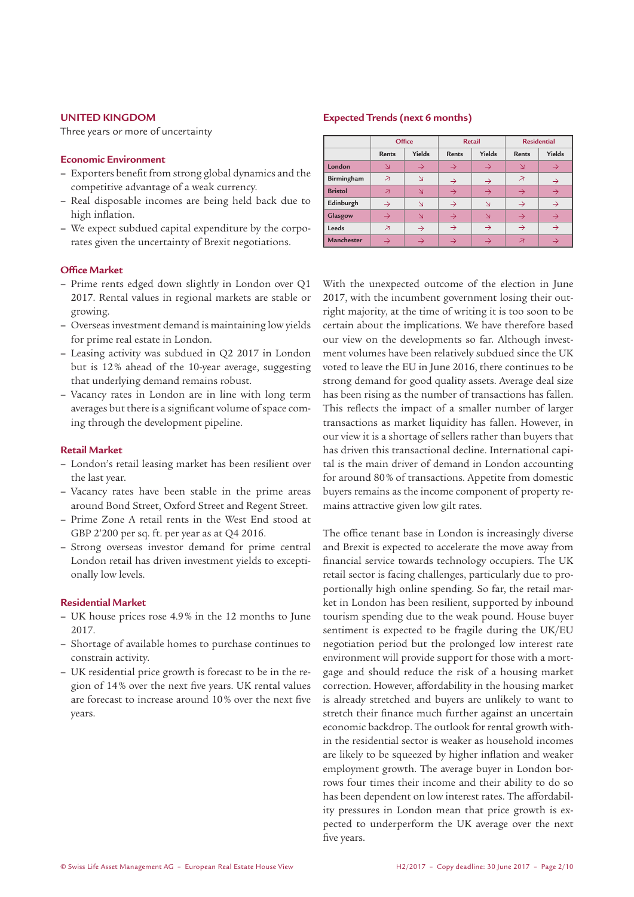## UNITED KINGDOM

Three years or more of uncertainty

### Economic Environment

- Exporters benefit from strong global dynamics and the competitive advantage of a weak currency.
- Real disposable incomes are being held back due to high inflation.
- We expect subdued capital expenditure by the corporates given the uncertainty of Brexit negotiations.

### Office Market

- Prime rents edged down slightly in London over Q1 2017. Rental values in regional markets are stable or growing.
- Overseas investment demand is maintaining low yields for prime real estate in London.
- Leasing activity was subdued in Q2 2017 in London but is 12% ahead of the 10-year average, suggesting that underlying demand remains robust.
- Vacancy rates in London are in line with long term averages but there is a significant volume of space coming through the development pipeline.

### Retail Market

- London's retail leasing market has been resilient over the last year.
- Vacancy rates have been stable in the prime areas around Bond Street, Oxford Street and Regent Street.
- Prime Zone A retail rents in the West End stood at GBP 2'200 per sq. ft. per year as at Q4 2016.
- Strong overseas investor demand for prime central London retail has driven investment yields to exceptionally low levels.

### Residential Market

- UK house prices rose 4.9% in the 12 months to June 2017.
- Shortage of available homes to purchase continues to constrain activity.
- UK residential price growth is forecast to be in the region of 14% over the next five years. UK rental values are forecast to increase around 10% over the next five years.

### Expected Trends (next 6 months)

| | Office | | Retail | | Residential | |
|---|---|---|---|---|---|---|
| | Rents | Yields | Rents | Yields | Rents | Yields |
| London | ↘ | → | → | → | ↘ | → |
| Birmingham | ↗ | ↘ | → | → | ↗ | → |
| Bristol | ↗ | ↘ | → | → | → | → |
| Edinburgh | → | ↘ | → | ↘ | → | → |
| Glasgow | → | ↘ | → | ↘ | → | → |
| Leeds | ↗ | → | → | → | → | → |
| Manchester | → | → | → | → | ↗ | → |

With the unexpected outcome of the election in June 2017, with the incumbent government losing their outright majority, at the time of writing it is too soon to be certain about the implications. We have therefore based our view on the developments so far. Although investment volumes have been relatively subdued since the UK voted to leave the EU in June 2016, there continues to be strong demand for good quality assets. Average deal size has been rising as the number of transactions has fallen. This reflects the impact of a smaller number of larger transactions as market liquidity has fallen. However, in our view it is a shortage of sellers rather than buyers that has driven this transactional decline. International capital is the main driver of demand in London accounting for around 80% of transactions. Appetite from domestic buyers remains as the income component of property remains attractive given low gilt rates.

The office tenant base in London is increasingly diverse and Brexit is expected to accelerate the move away from financial service towards technology occupiers. The UK retail sector is facing challenges, particularly due to proportionally high online spending. So far, the retail market in London has been resilient, supported by inbound tourism spending due to the weak pound. House buyer sentiment is expected to be fragile during the UK/EU negotiation period but the prolonged low interest rate environment will provide support for those with a mortgage and should reduce the risk of a housing market correction. However, affordability in the housing market is already stretched and buyers are unlikely to want to stretch their finance much further against an uncertain economic backdrop. The outlook for rental growth within the residential sector is weaker as household incomes are likely to be squeezed by higher inflation and weaker employment growth. The average buyer in London borrows four times their income and their ability to do so has been dependent on low interest rates. The affordability pressures in London mean that price growth is expected to underperform the UK average over the next five years.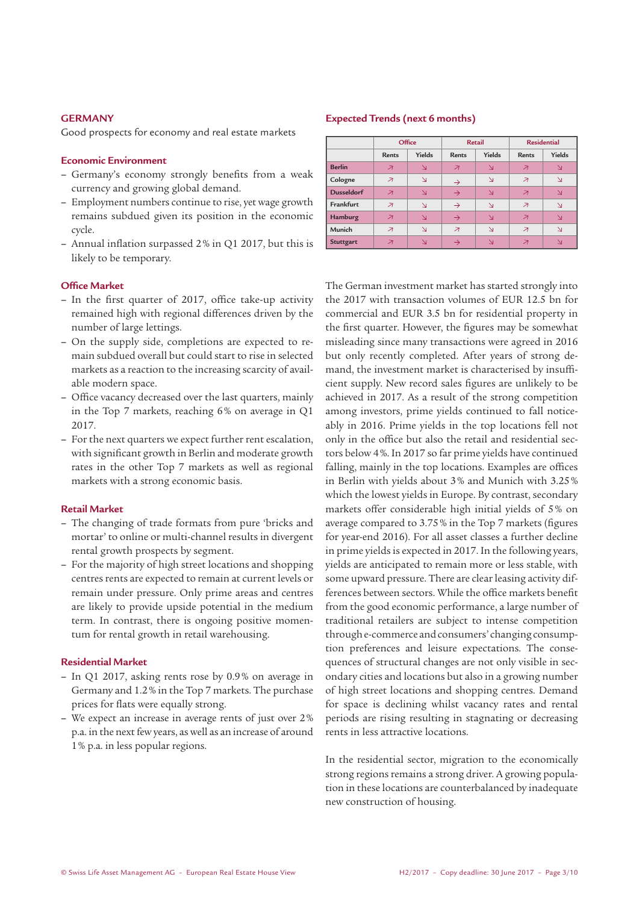## GERMANY

Good prospects for economy and real estate markets

### Economic Environment

- Germany's economy strongly benefits from a weak currency and growing global demand.
- Employment numbers continue to rise, yet wage growth remains subdued given its position in the economic cycle.
- Annual inflation surpassed 2% in Q1 2017, but this is likely to be temporary.

### Office Market

- In the first quarter of 2017, office take-up activity remained high with regional differences driven by the number of large lettings.
- On the supply side, completions are expected to remain subdued overall but could start to rise in selected markets as a reaction to the increasing scarcity of available modern space.
- Office vacancy decreased over the last quarters, mainly in the Top 7 markets, reaching 6% on average in Q1 2017.
- For the next quarters we expect further rent escalation, with significant growth in Berlin and moderate growth rates in the other Top 7 markets as well as regional markets with a strong economic basis.

### Retail Market

- The changing of trade formats from pure 'bricks and mortar' to online or multi-channel results in divergent rental growth prospects by segment.
- For the majority of high street locations and shopping centres rents are expected to remain at current levels or remain under pressure. Only prime areas and centres are likely to provide upside potential in the medium term. In contrast, there is ongoing positive momentum for rental growth in retail warehousing.

### Residential Market

- In Q1 2017, asking rents rose by 0.9% on average in Germany and 1.2% in the Top 7 markets. The purchase prices for flats were equally strong.
- We expect an increase in average rents of just over 2% p.a. in the next few years, as well as an increase of around 1% p.a. in less popular regions.

### Expected Trends (next 6 months)

| | Office | | Retail | | Residential | |
|---|---|---|---|---|---|---|
| | Rents | Yields | Rents | Yields | Rents | Yields |
| Berlin | ↗ | ↘ | ↗ | ↘ | ↗ | ↘ |
| Cologne | ↗ | ↘ | → | ↘ | ↗ | ↘ |
| Dusseldorf | ↗ | ↘ | → | ↘ | ↗ | ↘ |
| Frankfurt | ↗ | ↘ | → | ↘ | ↗ | ↘ |
| Hamburg | ↗ | ↘ | → | ↘ | ↗ | ↘ |
| Munich | ↗ | ↘ | ↗ | ↘ | ↗ | ↘ |
| Stuttgart | ↗ | ↘ | → | ↘ | ↗ | ↘ |

The German investment market has started strongly into the 2017 with transaction volumes of EUR 12.5 bn for commercial and EUR 3.5 bn for residential property in the first quarter. However, the figures may be somewhat misleading since many transactions were agreed in 2016 but only recently completed. After years of strong demand, the investment market is characterised by insufficient supply. New record sales figures are unlikely to be achieved in 2017. As a result of the strong competition among investors, prime yields continued to fall noticeably in 2016. Prime yields in the top locations fell not only in the office but also the retail and residential sectors below 4%. In 2017 so far prime yields have continued falling, mainly in the top locations. Examples are offices in Berlin with yields about 3% and Munich with 3.25% which the lowest yields in Europe. By contrast, secondary markets offer considerable high initial yields of 5% on average compared to 3.75% in the Top 7 markets (figures for year-end 2016). For all asset classes a further decline in prime yields is expected in 2017. In the following years, yields are anticipated to remain more or less stable, with some upward pressure. There are clear leasing activity differences between sectors. While the office markets benefit from the good economic performance, a large number of traditional retailers are subject to intense competition through e-commerce and consumers' changing consumption preferences and leisure expectations. The consequences of structural changes are not only visible in secondary cities and locations but also in a growing number of high street locations and shopping centres. Demand for space is declining whilst vacancy rates and rental periods are rising resulting in stagnating or decreasing rents in less attractive locations.

In the residential sector, migration to the economically strong regions remains a strong driver. A growing population in these locations are counterbalanced by inadequate new construction of housing.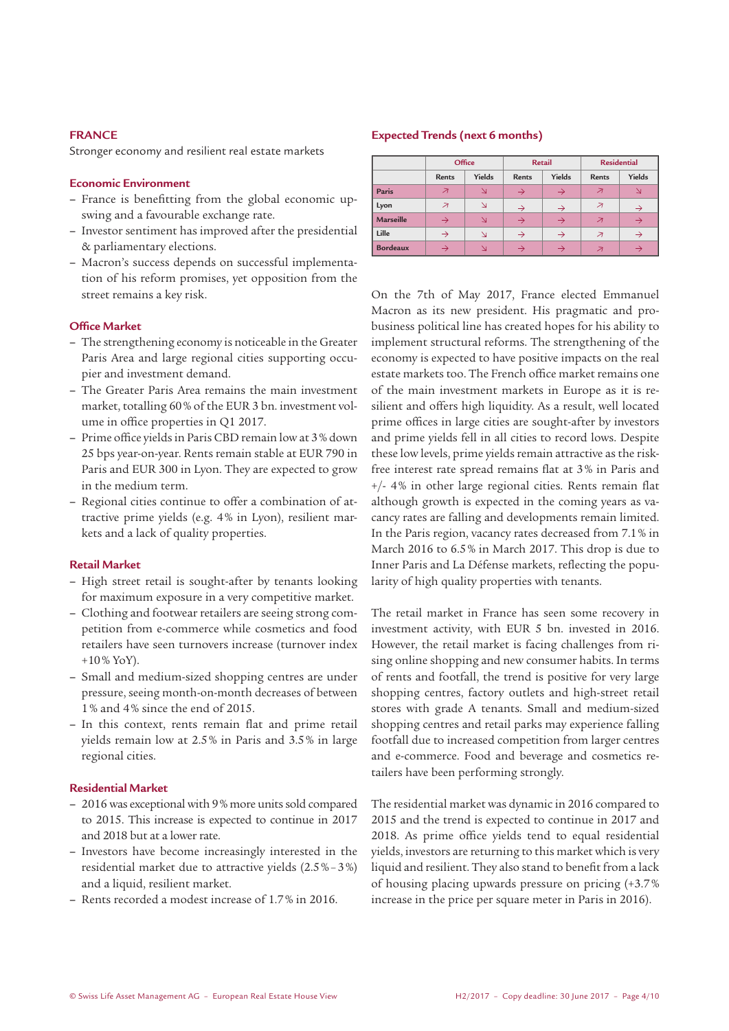## FRANCE

Stronger economy and resilient real estate markets

### Economic Environment

- France is benefitting from the global economic upswing and a favourable exchange rate.
- Investor sentiment has improved after the presidential & parliamentary elections.
- Macron's success depends on successful implementation of his reform promises, yet opposition from the street remains a key risk.

### Office Market

- The strengthening economy is noticeable in the Greater Paris Area and large regional cities supporting occupier and investment demand.
- The Greater Paris Area remains the main investment market, totalling 60% of the EUR 3 bn. investment volume in office properties in Q1 2017.
- Prime office yields in Paris CBD remain low at 3% down 25 bps year-on-year. Rents remain stable at EUR 790 in Paris and EUR 300 in Lyon. They are expected to grow in the medium term.
- Regional cities continue to offer a combination of attractive prime yields (e.g. 4% in Lyon), resilient markets and a lack of quality properties.

### Retail Market

- High street retail is sought-after by tenants looking for maximum exposure in a very competitive market.
- Clothing and footwear retailers are seeing strong competition from e-commerce while cosmetics and food retailers have seen turnovers increase (turnover index +10% YoY).
- Small and medium-sized shopping centres are under pressure, seeing month-on-month decreases of between 1% and 4% since the end of 2015.
- In this context, rents remain flat and prime retail yields remain low at 2.5% in Paris and 3.5% in large regional cities.

### Residential Market

- 2016 was exceptional with 9% more units sold compared to 2015. This increase is expected to continue in 2017 and 2018 but at a lower rate.
- Investors have become increasingly interested in the residential market due to attractive yields (2.5%–3%) and a liquid, resilient market.
- Rents recorded a modest increase of 1.7% in 2016.

### Expected Trends (next 6 months)

| | Office | | Retail | | Residential | |
|---|---|---|---|---|---|---|
| | Rents | Yields | Rents | Yields | Rents | Yields |
| **Paris** | ↗ | ↘ | → | → | ↗ | ↘ |
| **Lyon** | ↗ | ↘ | → | → | ↗ | → |
| **Marseille** | → | ↘ | → | → | ↗ | → |
| **Lille** | → | ↘ | → | → | ↗ | → |
| **Bordeaux** | → | ↘ | → | → | ↗ | → |

On the 7th of May 2017, France elected Emmanuel Macron as its new president. His pragmatic and pro-business political line has created hopes for his ability to implement structural reforms. The strengthening of the economy is expected to have positive impacts on the real estate markets too. The French office market remains one of the main investment markets in Europe as it is resilient and offers high liquidity. As a result, well located prime offices in large cities are sought-after by investors and prime yields fell in all cities to record lows. Despite these low levels, prime yields remain attractive as the risk-free interest rate spread remains flat at 3% in Paris and +/- 4% in other large regional cities. Rents remain flat although growth is expected in the coming years as vacancy rates are falling and developments remain limited. In the Paris region, vacancy rates decreased from 7.1% in March 2016 to 6.5% in March 2017. This drop is due to Inner Paris and La Défense markets, reflecting the popularity of high quality properties with tenants.

The retail market in France has seen some recovery in investment activity, with EUR 5 bn. invested in 2016. However, the retail market is facing challenges from rising online shopping and new consumer habits. In terms of rents and footfall, the trend is positive for very large shopping centres, factory outlets and high-street retail stores with grade A tenants. Small and medium-sized shopping centres and retail parks may experience falling footfall due to increased competition from larger centres and e-commerce. Food and beverage and cosmetics retailers have been performing strongly.

The residential market was dynamic in 2016 compared to 2015 and the trend is expected to continue in 2017 and 2018. As prime office yields tend to equal residential yields, investors are returning to this market which is very liquid and resilient. They also stand to benefit from a lack of housing placing upwards pressure on pricing (+3.7% increase in the price per square meter in Paris in 2016).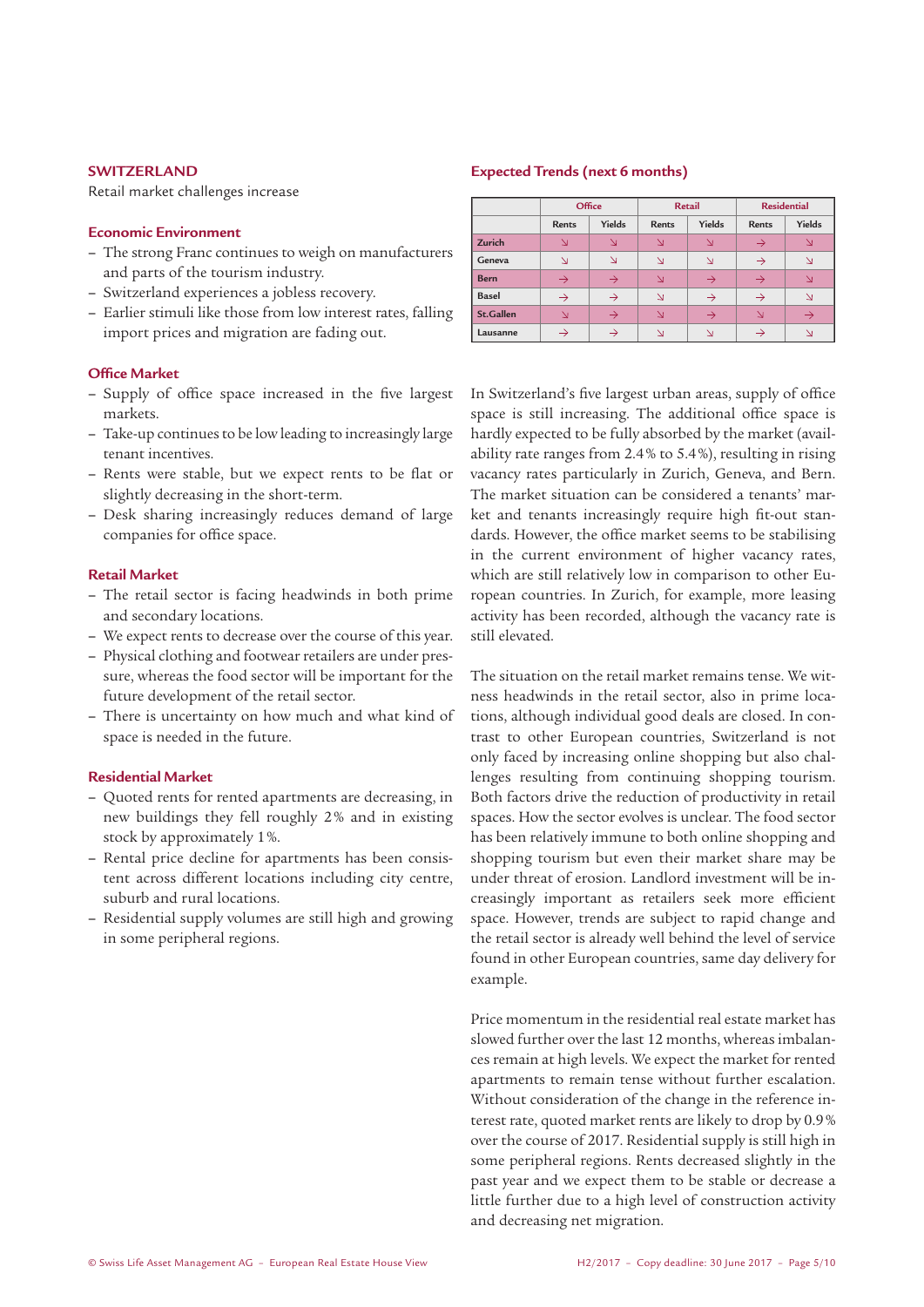## SWITZERLAND

Retail market challenges increase

### Economic Environment

- The strong Franc continues to weigh on manufacturers and parts of the tourism industry.
- Switzerland experiences a jobless recovery.
- Earlier stimuli like those from low interest rates, falling import prices and migration are fading out.

### Office Market

- Supply of office space increased in the five largest markets.
- Take-up continues to be low leading to increasingly large tenant incentives.
- Rents were stable, but we expect rents to be flat or slightly decreasing in the short-term.
- Desk sharing increasingly reduces demand of large companies for office space.

### Retail Market

- The retail sector is facing headwinds in both prime and secondary locations.
- We expect rents to decrease over the course of this year.
- Physical clothing and footwear retailers are under pressure, whereas the food sector will be important for the future development of the retail sector.
- There is uncertainty on how much and what kind of space is needed in the future.

### Residential Market

- Quoted rents for rented apartments are decreasing, in new buildings they fell roughly 2% and in existing stock by approximately 1%.
- Rental price decline for apartments has been consistent across different locations including city centre, suburb and rural locations.
- Residential supply volumes are still high and growing in some peripheral regions.

### Expected Trends (next 6 months)

| | Office | | Retail | | Residential | |
|---|---|---|---|---|---|---|
| | Rents | Yields | Rents | Yields | Rents | Yields |
| Zurich | ↘ | ↘ | ↘ | ↘ | → | ↘ |
| Geneva | ↘ | ↘ | ↘ | ↘ | → | ↘ |
| Bern | → | → | ↘ | → | → | ↘ |
| Basel | → | → | ↘ | → | → | ↘ |
| St.Gallen | ↘ | → | ↘ | → | ↘ | → |
| Lausanne | → | → | ↘ | ↘ | → | ↘ |

In Switzerland's five largest urban areas, supply of office space is still increasing. The additional office space is hardly expected to be fully absorbed by the market (availability rate ranges from 2.4% to 5.4%), resulting in rising vacancy rates particularly in Zurich, Geneva, and Bern. The market situation can be considered a tenants' market and tenants increasingly require high fit-out standards. However, the office market seems to be stabilising in the current environment of higher vacancy rates, which are still relatively low in comparison to other European countries. In Zurich, for example, more leasing activity has been recorded, although the vacancy rate is still elevated.

The situation on the retail market remains tense. We witness headwinds in the retail sector, also in prime locations, although individual good deals are closed. In contrast to other European countries, Switzerland is not only faced by increasing online shopping but also challenges resulting from continuing shopping tourism. Both factors drive the reduction of productivity in retail spaces. How the sector evolves is unclear. The food sector has been relatively immune to both online shopping and shopping tourism but even their market share may be under threat of erosion. Landlord investment will be increasingly important as retailers seek more efficient space. However, trends are subject to rapid change and the retail sector is already well behind the level of service found in other European countries, same day delivery for example.

Price momentum in the residential real estate market has slowed further over the last 12 months, whereas imbalances remain at high levels. We expect the market for rented apartments to remain tense without further escalation. Without consideration of the change in the reference interest rate, quoted market rents are likely to drop by 0.9% over the course of 2017. Residential supply is still high in some peripheral regions. Rents decreased slightly in the past year and we expect them to be stable or decrease a little further due to a high level of construction activity and decreasing net migration.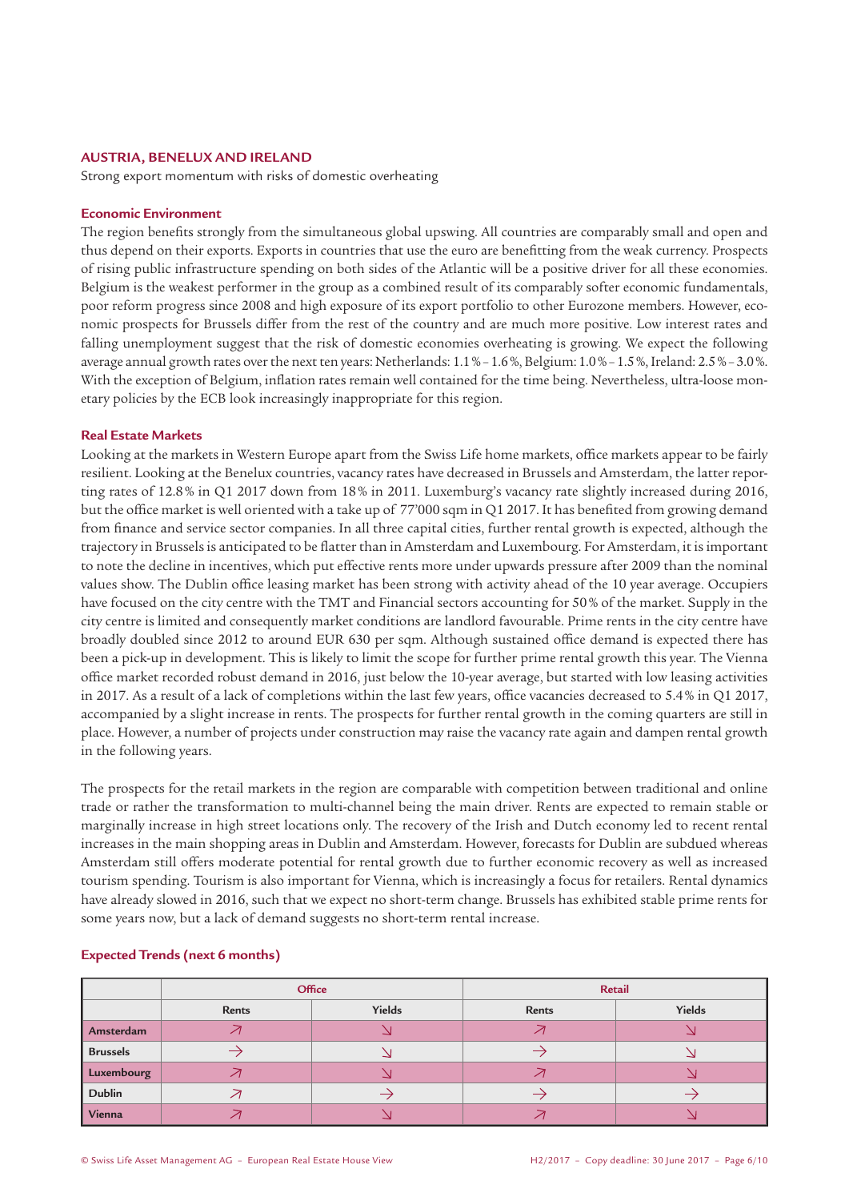## AUSTRIA, BENELUX AND IRELAND

Strong export momentum with risks of domestic overheating

### Economic Environment

The region benefits strongly from the simultaneous global upswing. All countries are comparably small and open and thus depend on their exports. Exports in countries that use the euro are benefitting from the weak currency. Prospects of rising public infrastructure spending on both sides of the Atlantic will be a positive driver for all these economies. Belgium is the weakest performer in the group as a combined result of its comparably softer economic fundamentals, poor reform progress since 2008 and high exposure of its export portfolio to other Eurozone members. However, economic prospects for Brussels differ from the rest of the country and are much more positive. Low interest rates and falling unemployment suggest that the risk of domestic economies overheating is growing. We expect the following average annual growth rates over the next ten years: Netherlands: 1.1% – 1.6%, Belgium: 1.0% – 1.5%, Ireland: 2.5% – 3.0%. With the exception of Belgium, inflation rates remain well contained for the time being. Nevertheless, ultra-loose monetary policies by the ECB look increasingly inappropriate for this region.

### Real Estate Markets

Looking at the markets in Western Europe apart from the Swiss Life home markets, office markets appear to be fairly resilient. Looking at the Benelux countries, vacancy rates have decreased in Brussels and Amsterdam, the latter reporting rates of 12.8% in Q1 2017 down from 18% in 2011. Luxemburg's vacancy rate slightly increased during 2016, but the office market is well oriented with a take up of 77'000 sqm in Q1 2017. It has benefited from growing demand from finance and service sector companies. In all three capital cities, further rental growth is expected, although the trajectory in Brussels is anticipated to be flatter than in Amsterdam and Luxembourg. For Amsterdam, it is important to note the decline in incentives, which put effective rents more under upwards pressure after 2009 than the nominal values show. The Dublin office leasing market has been strong with activity ahead of the 10 year average. Occupiers have focused on the city centre with the TMT and Financial sectors accounting for 50% of the market. Supply in the city centre is limited and consequently market conditions are landlord favourable. Prime rents in the city centre have broadly doubled since 2012 to around EUR 630 per sqm. Although sustained office demand is expected there has been a pick-up in development. This is likely to limit the scope for further prime rental growth this year. The Vienna office market recorded robust demand in 2016, just below the 10-year average, but started with low leasing activities in 2017. As a result of a lack of completions within the last few years, office vacancies decreased to 5.4% in Q1 2017, accompanied by a slight increase in rents. The prospects for further rental growth in the coming quarters are still in place. However, a number of projects under construction may raise the vacancy rate again and dampen rental growth in the following years.

The prospects for the retail markets in the region are comparable with competition between traditional and online trade or rather the transformation to multi-channel being the main driver. Rents are expected to remain stable or marginally increase in high street locations only. The recovery of the Irish and Dutch economy led to recent rental increases in the main shopping areas in Dublin and Amsterdam. However, forecasts for Dublin are subdued whereas Amsterdam still offers moderate potential for rental growth due to further economic recovery as well as increased tourism spending. Tourism is also important for Vienna, which is increasingly a focus for retailers. Rental dynamics have already slowed in 2016, such that we expect no short-term change. Brussels has exhibited stable prime rents for some years now, but a lack of demand suggests no short-term rental increase.

### Expected Trends (next 6 months)

| | Office | | Retail | |
|---|---|---|---|---|
| | Rents | Yields | Rents | Yields |
| Amsterdam | ↗ | ↘ | ↗ | ↘ |
| Brussels | → | ↘ | → | ↘ |
| Luxembourg | ↗ | ↘ | ↗ | ↘ |
| Dublin | ↗ | → | → | → |
| Vienna | ↗ | ↘ | ↗ | ↘ |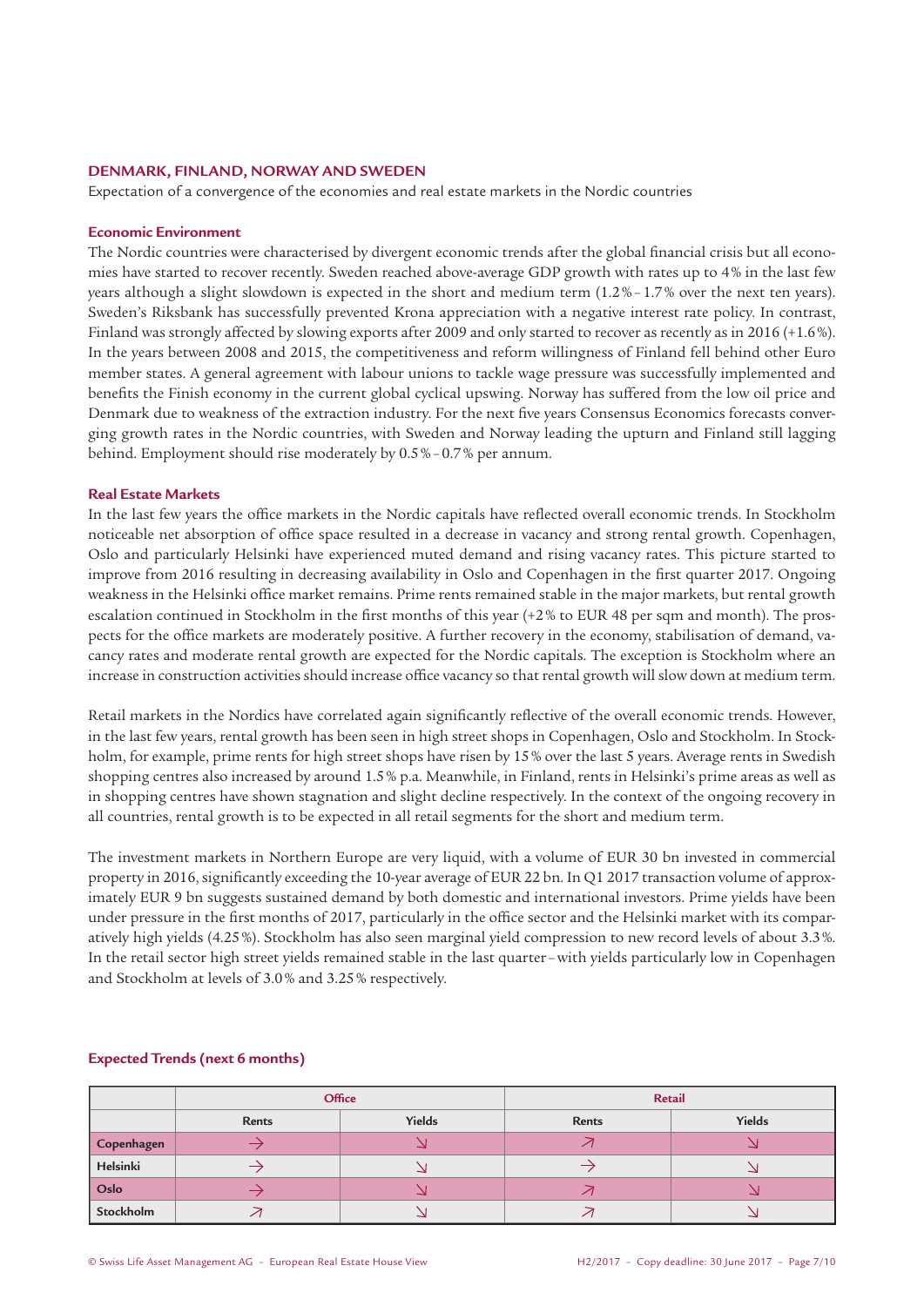## DENMARK, FINLAND, NORWAY AND SWEDEN

Expectation of a convergence of the economies and real estate markets in the Nordic countries

### Economic Environment

The Nordic countries were characterised by divergent economic trends after the global financial crisis but all economies have started to recover recently. Sweden reached above-average GDP growth with rates up to 4% in the last few years although a slight slowdown is expected in the short and medium term (1.2%–1.7% over the next ten years). Sweden's Riksbank has successfully prevented Krona appreciation with a negative interest rate policy. In contrast, Finland was strongly affected by slowing exports after 2009 and only started to recover as recently as in 2016 (+1.6%). In the years between 2008 and 2015, the competitiveness and reform willingness of Finland fell behind other Euro member states. A general agreement with labour unions to tackle wage pressure was successfully implemented and benefits the Finish economy in the current global cyclical upswing. Norway has suffered from the low oil price and Denmark due to weakness of the extraction industry. For the next five years Consensus Economics forecasts converging growth rates in the Nordic countries, with Sweden and Norway leading the upturn and Finland still lagging behind. Employment should rise moderately by 0.5%–0.7% per annum.

### Real Estate Markets

In the last few years the office markets in the Nordic capitals have reflected overall economic trends. In Stockholm noticeable net absorption of office space resulted in a decrease in vacancy and strong rental growth. Copenhagen, Oslo and particularly Helsinki have experienced muted demand and rising vacancy rates. This picture started to improve from 2016 resulting in decreasing availability in Oslo and Copenhagen in the first quarter 2017. Ongoing weakness in the Helsinki office market remains. Prime rents remained stable in the major markets, but rental growth escalation continued in Stockholm in the first months of this year (+2% to EUR 48 per sqm and month). The prospects for the office markets are moderately positive. A further recovery in the economy, stabilisation of demand, vacancy rates and moderate rental growth are expected for the Nordic capitals. The exception is Stockholm where an increase in construction activities should increase office vacancy so that rental growth will slow down at medium term.

Retail markets in the Nordics have correlated again significantly reflective of the overall economic trends. However, in the last few years, rental growth has been seen in high street shops in Copenhagen, Oslo and Stockholm. In Stockholm, for example, prime rents for high street shops have risen by 15% over the last 5 years. Average rents in Swedish shopping centres also increased by around 1.5% p.a. Meanwhile, in Finland, rents in Helsinki's prime areas as well as in shopping centres have shown stagnation and slight decline respectively. In the context of the ongoing recovery in all countries, rental growth is to be expected in all retail segments for the short and medium term.

The investment markets in Northern Europe are very liquid, with a volume of EUR 30 bn invested in commercial property in 2016, significantly exceeding the 10-year average of EUR 22 bn. In Q1 2017 transaction volume of approximately EUR 9 bn suggests sustained demand by both domestic and international investors. Prime yields have been under pressure in the first months of 2017, particularly in the office sector and the Helsinki market with its comparatively high yields (4.25%). Stockholm has also seen marginal yield compression to new record levels of about 3.3%. In the retail sector high street yields remained stable in the last quarter – with yields particularly low in Copenhagen and Stockholm at levels of 3.0% and 3.25% respectively.

### Expected Trends (next 6 months)

| | Office | | Retail | |
|---|---|---|---|---|
| | Rents | Yields | Rents | Yields |
| Copenhagen | → | ↘ | ↗ | ↘ |
| Helsinki | → | ↘ | → | ↘ |
| Oslo | → | ↘ | ↗ | ↘ |
| Stockholm | ↗ | ↘ | ↗ | ↘ |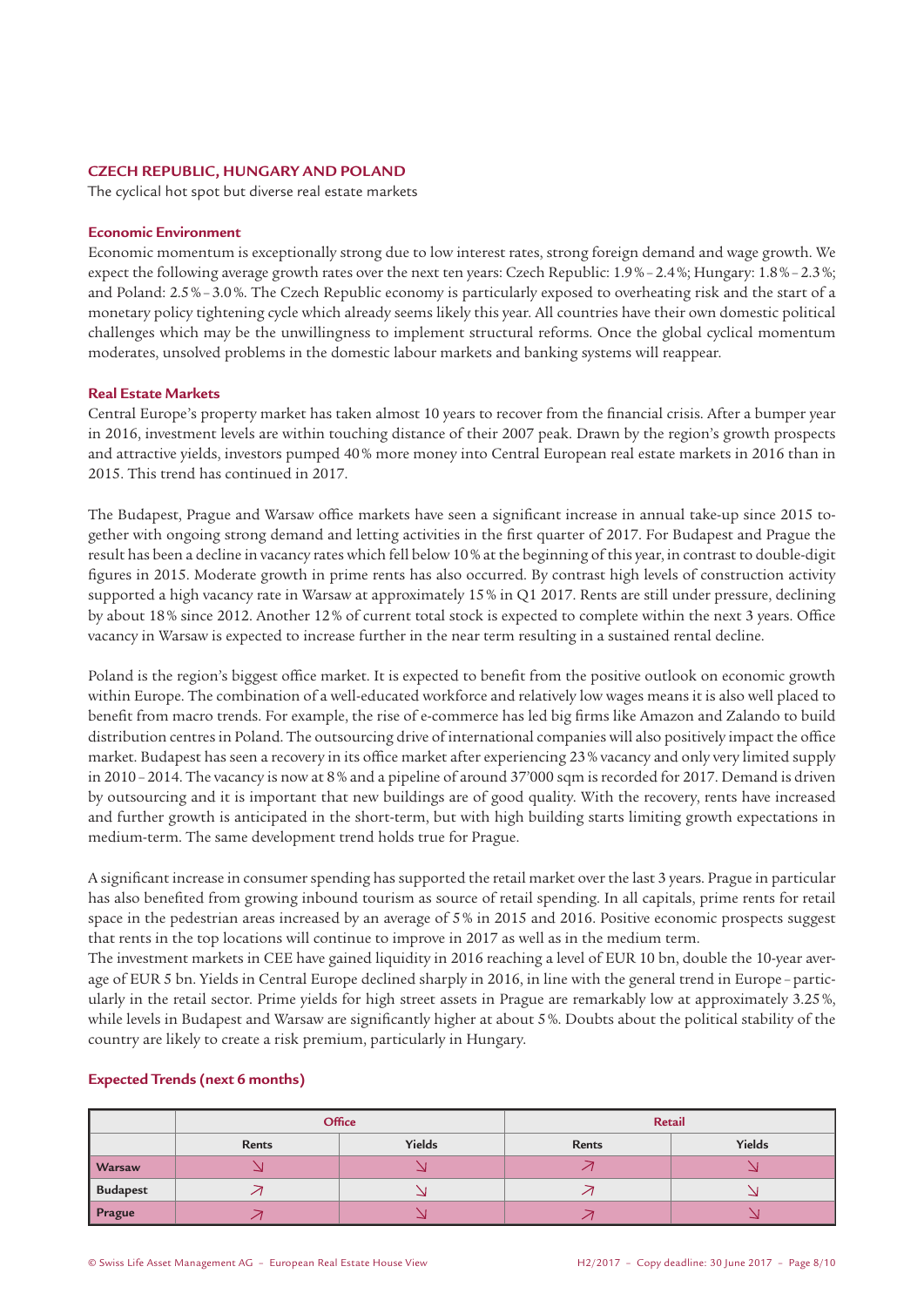## CZECH REPUBLIC, HUNGARY AND POLAND

The cyclical hot spot but diverse real estate markets

### Economic Environment

Economic momentum is exceptionally strong due to low interest rates, strong foreign demand and wage growth. We expect the following average growth rates over the next ten years: Czech Republic: 1.9 % – 2.4 %; Hungary: 1.8 % – 2.3 %; and Poland: 2.5 % – 3.0 %. The Czech Republic economy is particularly exposed to overheating risk and the start of a monetary policy tightening cycle which already seems likely this year. All countries have their own domestic political challenges which may be the unwillingness to implement structural reforms. Once the global cyclical momentum moderates, unsolved problems in the domestic labour markets and banking systems will reappear.

### Real Estate Markets

Central Europe's property market has taken almost 10 years to recover from the financial crisis. After a bumper year in 2016, investment levels are within touching distance of their 2007 peak. Drawn by the region's growth prospects and attractive yields, investors pumped 40 % more money into Central European real estate markets in 2016 than in 2015. This trend has continued in 2017.

The Budapest, Prague and Warsaw office markets have seen a significant increase in annual take-up since 2015 together with ongoing strong demand and letting activities in the first quarter of 2017. For Budapest and Prague the result has been a decline in vacancy rates which fell below 10 % at the beginning of this year, in contrast to double-digit figures in 2015. Moderate growth in prime rents has also occurred. By contrast high levels of construction activity supported a high vacancy rate in Warsaw at approximately 15 % in Q1 2017. Rents are still under pressure, declining by about 18 % since 2012. Another 12 % of current total stock is expected to complete within the next 3 years. Office vacancy in Warsaw is expected to increase further in the near term resulting in a sustained rental decline.

Poland is the region's biggest office market. It is expected to benefit from the positive outlook on economic growth within Europe. The combination of a well-educated workforce and relatively low wages means it is also well placed to benefit from macro trends. For example, the rise of e-commerce has led big firms like Amazon and Zalando to build distribution centres in Poland. The outsourcing drive of international companies will also positively impact the office market. Budapest has seen a recovery in its office market after experiencing 23 % vacancy and only very limited supply in 2010 – 2014. The vacancy is now at 8 % and a pipeline of around 37'000 sqm is recorded for 2017. Demand is driven by outsourcing and it is important that new buildings are of good quality. With the recovery, rents have increased and further growth is anticipated in the short-term, but with high building starts limiting growth expectations in medium-term. The same development trend holds true for Prague.

A significant increase in consumer spending has supported the retail market over the last 3 years. Prague in particular has also benefited from growing inbound tourism as source of retail spending. In all capitals, prime rents for retail space in the pedestrian areas increased by an average of 5 % in 2015 and 2016. Positive economic prospects suggest that rents in the top locations will continue to improve in 2017 as well as in the medium term.

The investment markets in CEE have gained liquidity in 2016 reaching a level of EUR 10 bn, double the 10-year average of EUR 5 bn. Yields in Central Europe declined sharply in 2016, in line with the general trend in Europe – particularly in the retail sector. Prime yields for high street assets in Prague are remarkably low at approximately 3.25 %, while levels in Budapest and Warsaw are significantly higher at about 5 %. Doubts about the political stability of the country are likely to create a risk premium, particularly in Hungary.

### Expected Trends (next 6 months)

| | Office | | Retail | |
|---|---|---|---|---|
| | Rents | Yields | Rents | Yields |
| Warsaw | ↘ | ↘ | ↗ | ↘ |
| Budapest | ↗ | ↘ | ↗ | ↘ |
| Prague | ↗ | ↘ | ↗ | ↘ |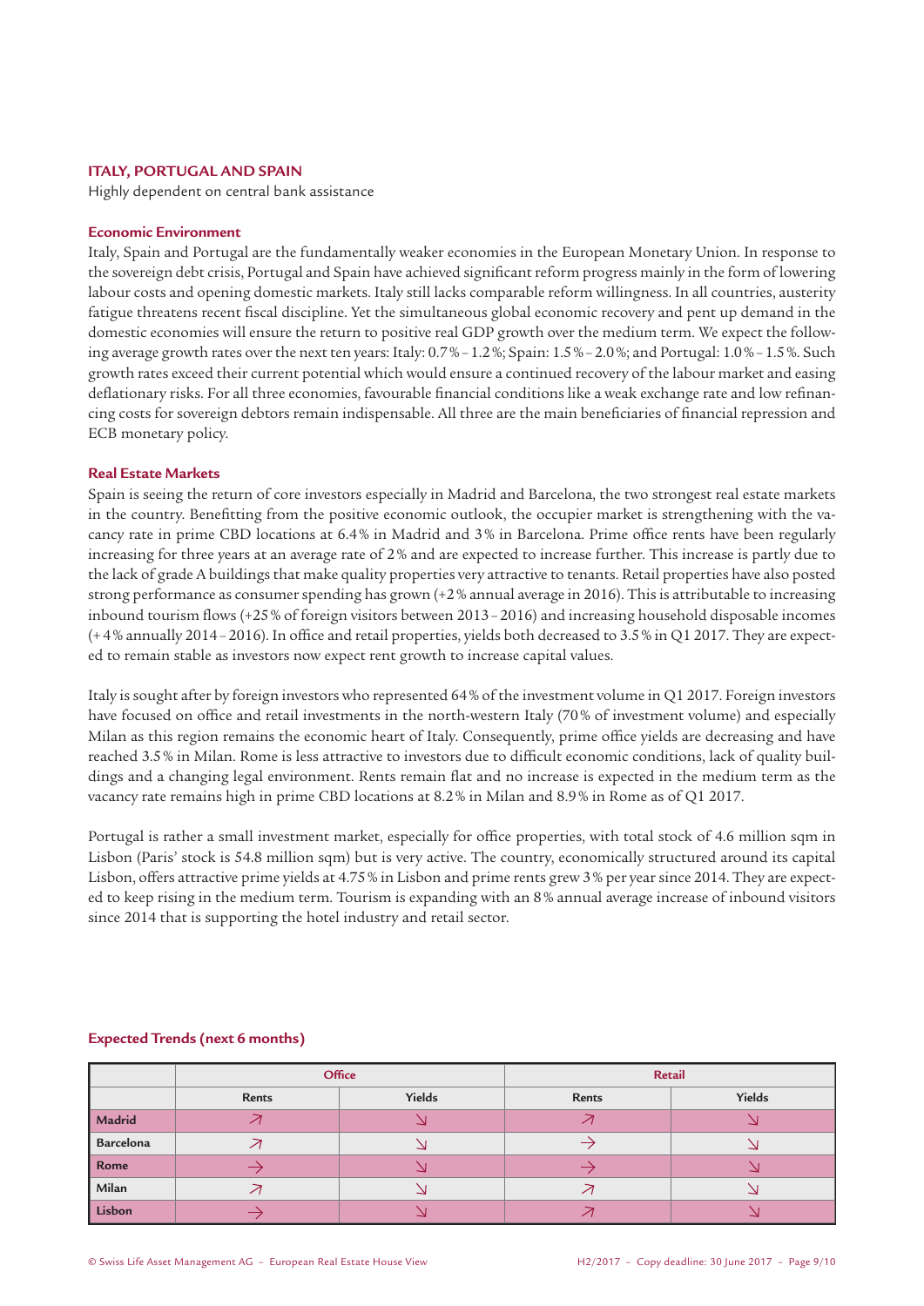## ITALY, PORTUGAL AND SPAIN

Highly dependent on central bank assistance

### Economic Environment

Italy, Spain and Portugal are the fundamentally weaker economies in the European Monetary Union. In response to the sovereign debt crisis, Portugal and Spain have achieved significant reform progress mainly in the form of lowering labour costs and opening domestic markets. Italy still lacks comparable reform willingness. In all countries, austerity fatigue threatens recent fiscal discipline. Yet the simultaneous global economic recovery and pent up demand in the domestic economies will ensure the return to positive real GDP growth over the medium term. We expect the following average growth rates over the next ten years: Italy: 0.7% – 1.2%; Spain: 1.5% – 2.0%; and Portugal: 1.0% – 1.5%. Such growth rates exceed their current potential which would ensure a continued recovery of the labour market and easing deflationary risks. For all three economies, favourable financial conditions like a weak exchange rate and low refinancing costs for sovereign debtors remain indispensable. All three are the main beneficiaries of financial repression and ECB monetary policy.

### Real Estate Markets

Spain is seeing the return of core investors especially in Madrid and Barcelona, the two strongest real estate markets in the country. Benefitting from the positive economic outlook, the occupier market is strengthening with the vacancy rate in prime CBD locations at 6.4% in Madrid and 3% in Barcelona. Prime office rents have been regularly increasing for three years at an average rate of 2% and are expected to increase further. This increase is partly due to the lack of grade A buildings that make quality properties very attractive to tenants. Retail properties have also posted strong performance as consumer spending has grown (+2% annual average in 2016). This is attributable to increasing inbound tourism flows (+25% of foreign visitors between 2013 – 2016) and increasing household disposable incomes (+4% annually 2014 – 2016). In office and retail properties, yields both decreased to 3.5% in Q1 2017. They are expected to remain stable as investors now expect rent growth to increase capital values.

Italy is sought after by foreign investors who represented 64% of the investment volume in Q1 2017. Foreign investors have focused on office and retail investments in the north-western Italy (70% of investment volume) and especially Milan as this region remains the economic heart of Italy. Consequently, prime office yields are decreasing and have reached 3.5% in Milan. Rome is less attractive to investors due to difficult economic conditions, lack of quality buildings and a changing legal environment. Rents remain flat and no increase is expected in the medium term as the vacancy rate remains high in prime CBD locations at 8.2% in Milan and 8.9% in Rome as of Q1 2017.

Portugal is rather a small investment market, especially for office properties, with total stock of 4.6 million sqm in Lisbon (Paris' stock is 54.8 million sqm) but is very active. The country, economically structured around its capital Lisbon, offers attractive prime yields at 4.75% in Lisbon and prime rents grew 3% per year since 2014. They are expected to keep rising in the medium term. Tourism is expanding with an 8% annual average increase of inbound visitors since 2014 that is supporting the hotel industry and retail sector.

### Expected Trends (next 6 months)

| | Office | | Retail | |
|---|---|---|---|---|
| | Rents | Yields | Rents | Yields |
| Madrid | ↗ | ↘ | ↗ | ↘ |
| Barcelona | ↗ | ↘ | → | ↘ |
| Rome | → | ↘ | → | ↘ |
| Milan | ↗ | ↘ | ↗ | ↘ |
| Lisbon | → | ↘ | ↗ | ↘ |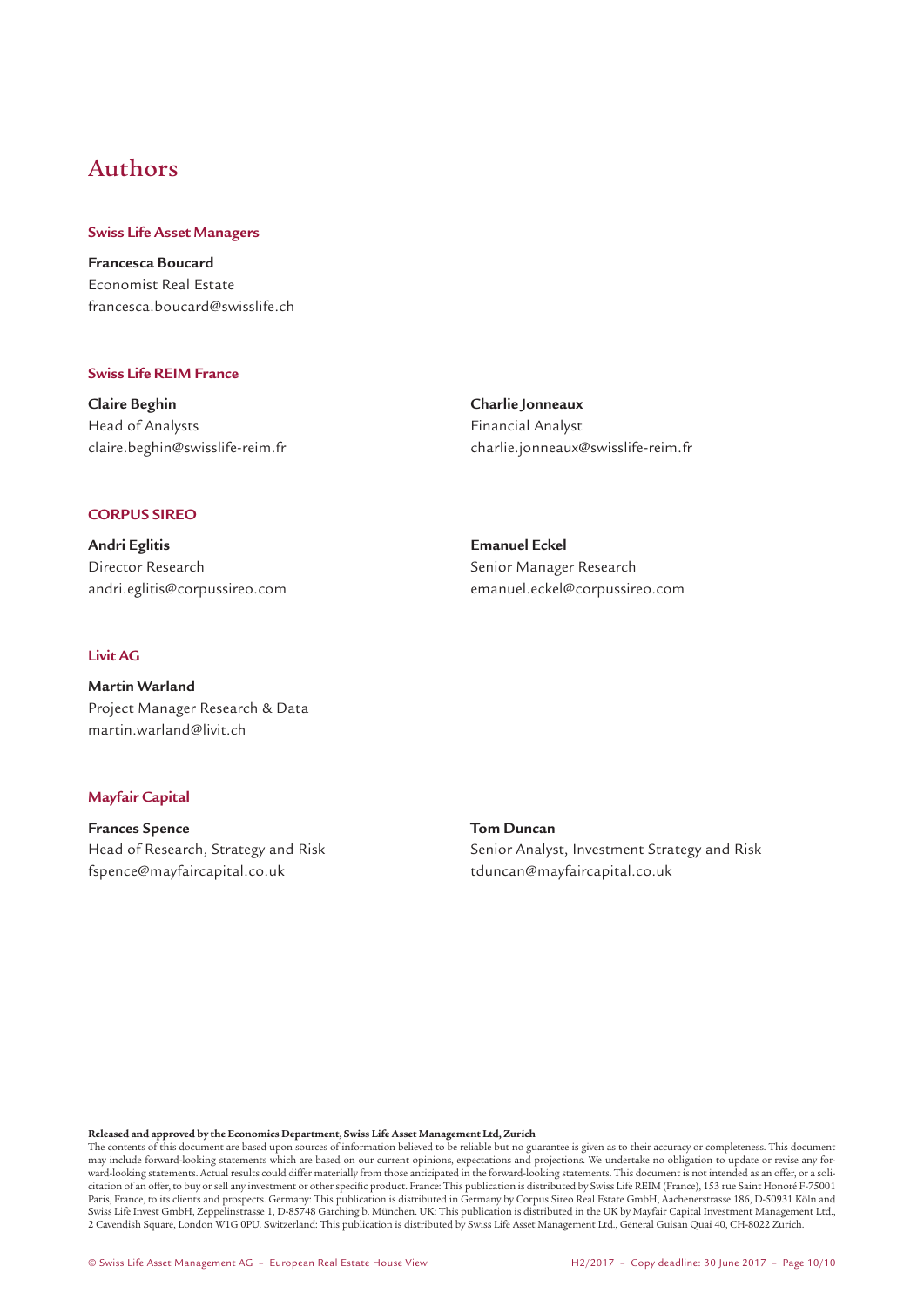# Authors

### Swiss Life Asset Managers

**Francesca Boucard**
Economist Real Estate
francesca.boucard@swisslife.ch

### Swiss Life REIM France

**Claire Beghin**
Head of Analysts
claire.beghin@swisslife-reim.fr

**Charlie Jonneaux**
Financial Analyst
charlie.jonneaux@swisslife-reim.fr

### CORPUS SIREO

**Andri Eglitis**
Director Research
andri.eglitis@corpussireo.com

**Emanuel Eckel**
Senior Manager Research
emanuel.eckel@corpussireo.com

### Livit AG

**Martin Warland**
Project Manager Research & Data
martin.warland@livit.ch

### Mayfair Capital

**Frances Spence**
Head of Research, Strategy and Risk
fspence@mayfaircapital.co.uk

**Tom Duncan**
Senior Analyst, Investment Strategy and Risk
tduncan@mayfaircapital.co.uk

**Released and approved by the Economics Department, Swiss Life Asset Management Ltd, Zurich**
The contents of this document are based upon sources of information believed to be reliable but no guarantee is given as to their accuracy or completeness. This document may include forward-looking statements which are based on our current opinions, expectations and projections. We undertake no obligation to update or revise any forward-looking statements. Actual results could differ materially from those anticipated in the forward-looking statements. This document is not intended as an offer, or a solicitation of an offer, to buy or sell any investment or other specific product. France: This publication is distributed by Swiss Life REIM (France), 153 rue Saint Honoré F-75001 Paris, France, to its clients and prospects. Germany: This publication is distributed in Germany by Corpus Sireo Real Estate GmbH, Aachenerstrasse 186, D-50931 Köln and Swiss Life Invest GmbH, Zeppelinstrasse 1, D-85748 Garching b. München. UK: This publication is distributed in the UK by Mayfair Capital Investment Management Ltd., 2 Cavendish Square, London W1G 0PU. Switzerland: This publication is distributed by Swiss Life Asset Management Ltd., General Guisan Quai 40, CH-8022 Zurich.